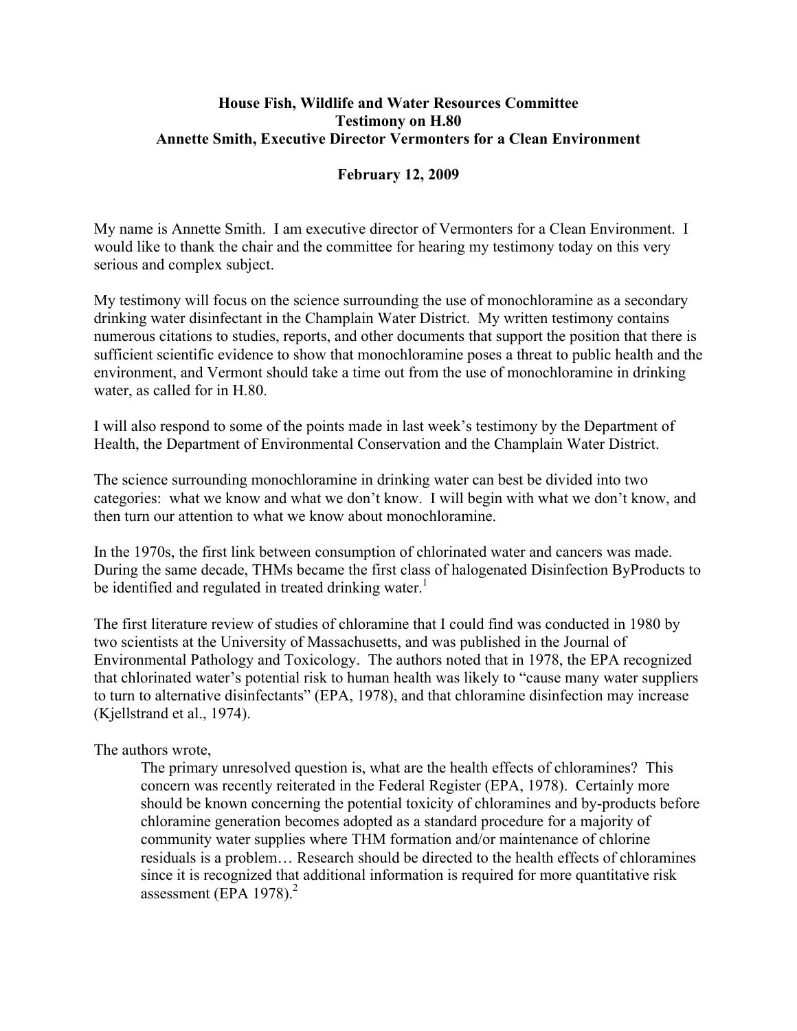**House Fish, Wildlife and Water Resources Committee**
**Testimony on H.80**
**Annette Smith, Executive Director Vermonters for a Clean Environment**

**February 12, 2009**

My name is Annette Smith. I am executive director of Vermonters for a Clean Environment. I would like to thank the chair and the committee for hearing my testimony today on this very serious and complex subject.

My testimony will focus on the science surrounding the use of monochloramine as a secondary drinking water disinfectant in the Champlain Water District. My written testimony contains numerous citations to studies, reports, and other documents that support the position that there is sufficient scientific evidence to show that monochloramine poses a threat to public health and the environment, and Vermont should take a time out from the use of monochloramine in drinking water, as called for in H.80.

I will also respond to some of the points made in last week's testimony by the Department of Health, the Department of Environmental Conservation and the Champlain Water District.

The science surrounding monochloramine in drinking water can best be divided into two categories: what we know and what we don't know. I will begin with what we don't know, and then turn our attention to what we know about monochloramine.

In the 1970s, the first link between consumption of chlorinated water and cancers was made. During the same decade, THMs became the first class of halogenated Disinfection ByProducts to be identified and regulated in treated drinking water.[1]

The first literature review of studies of chloramine that I could find was conducted in 1980 by two scientists at the University of Massachusetts, and was published in the Journal of Environmental Pathology and Toxicology. The authors noted that in 1978, the EPA recognized that chlorinated water's potential risk to human health was likely to "cause many water suppliers to turn to alternative disinfectants" (EPA, 1978), and that chloramine disinfection may increase (Kjellstrand et al., 1974).

The authors wrote,

> The primary unresolved question is, what are the health effects of chloramines? This concern was recently reiterated in the Federal Register (EPA, 1978). Certainly more should be known concerning the potential toxicity of chloramines and by-products before chloramine generation becomes adopted as a standard procedure for a majority of community water supplies where THM formation and/or maintenance of chlorine residuals is a problem… Research should be directed to the health effects of chloramines since it is recognized that additional information is required for more quantitative risk assessment (EPA 1978).[2]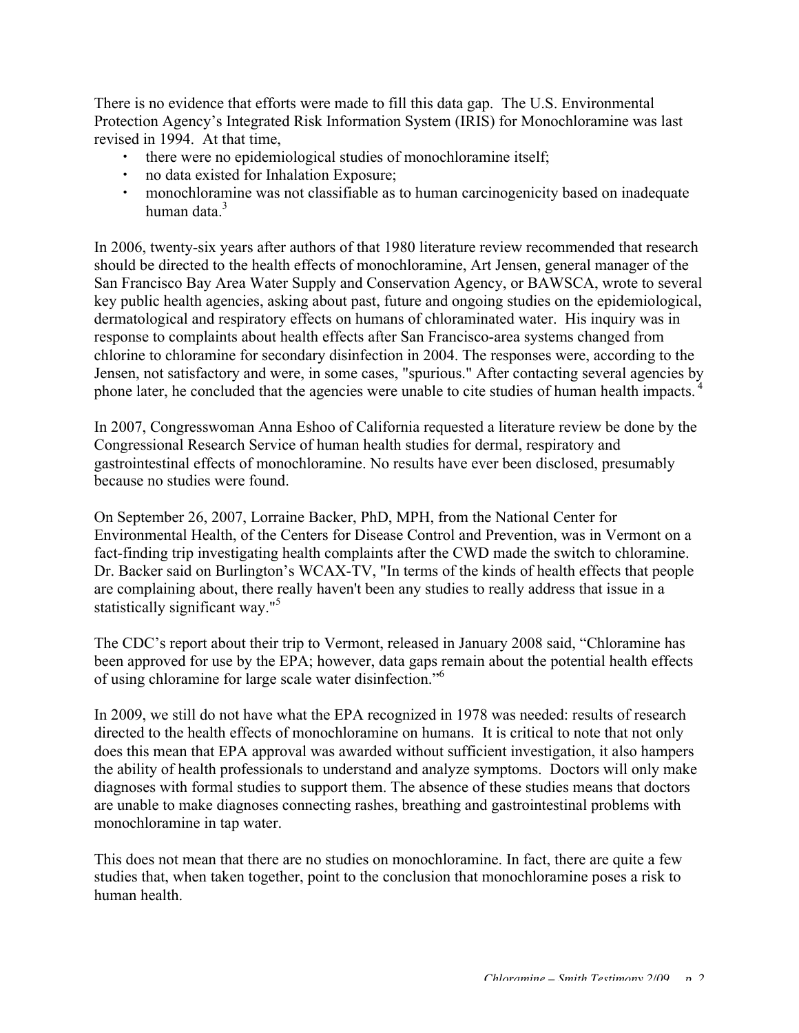There is no evidence that efforts were made to fill this data gap. The U.S. Environmental Protection Agency's Integrated Risk Information System (IRIS) for Monochloramine was last revised in 1994. At that time,

- there were no epidemiological studies of monochloramine itself;
- no data existed for Inhalation Exposure;
- monochloramine was not classifiable as to human carcinogenicity based on inadequate human data.[3]

In 2006, twenty-six years after authors of that 1980 literature review recommended that research should be directed to the health effects of monochloramine, Art Jensen, general manager of the San Francisco Bay Area Water Supply and Conservation Agency, or BAWSCA, wrote to several key public health agencies, asking about past, future and ongoing studies on the epidemiological, dermatological and respiratory effects on humans of chloraminated water. His inquiry was in response to complaints about health effects after San Francisco-area systems changed from chlorine to chloramine for secondary disinfection in 2004. The responses were, according to the Jensen, not satisfactory and were, in some cases, "spurious." After contacting several agencies by phone later, he concluded that the agencies were unable to cite studies of human health impacts.[4]

In 2007, Congresswoman Anna Eshoo of California requested a literature review be done by the Congressional Research Service of human health studies for dermal, respiratory and gastrointestinal effects of monochloramine. No results have ever been disclosed, presumably because no studies were found.

On September 26, 2007, Lorraine Backer, PhD, MPH, from the National Center for Environmental Health, of the Centers for Disease Control and Prevention, was in Vermont on a fact-finding trip investigating health complaints after the CWD made the switch to chloramine. Dr. Backer said on Burlington's WCAX-TV, "In terms of the kinds of health effects that people are complaining about, there really haven't been any studies to really address that issue in a statistically significant way."[5]

The CDC's report about their trip to Vermont, released in January 2008 said, "Chloramine has been approved for use by the EPA; however, data gaps remain about the potential health effects of using chloramine for large scale water disinfection."[6]

In 2009, we still do not have what the EPA recognized in 1978 was needed: results of research directed to the health effects of monochloramine on humans. It is critical to note that not only does this mean that EPA approval was awarded without sufficient investigation, it also hampers the ability of health professionals to understand and analyze symptoms. Doctors will only make diagnoses with formal studies to support them. The absence of these studies means that doctors are unable to make diagnoses connecting rashes, breathing and gastrointestinal problems with monochloramine in tap water.

This does not mean that there are no studies on monochloramine. In fact, there are quite a few studies that, when taken together, point to the conclusion that monochloramine poses a risk to human health.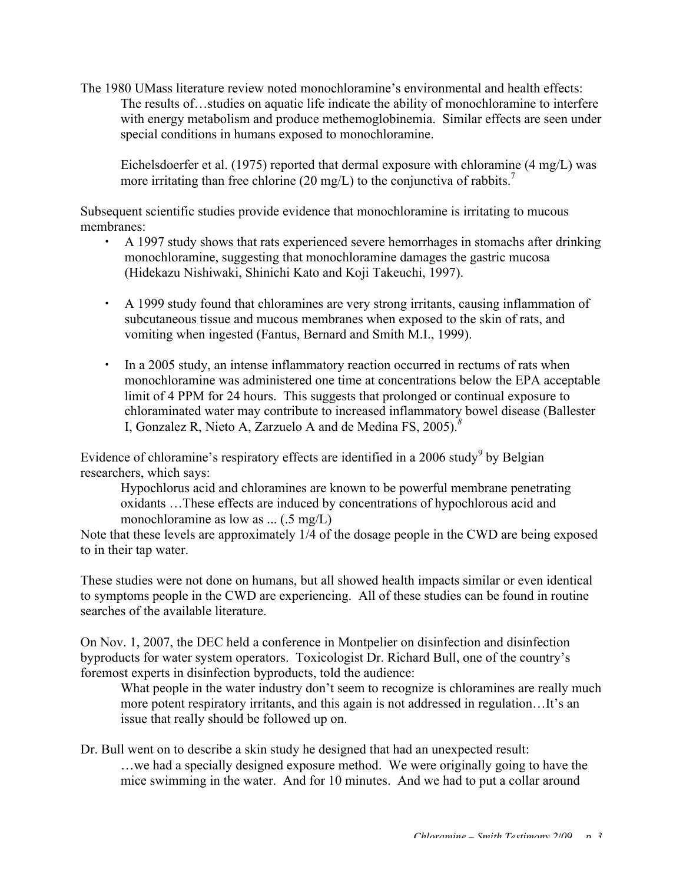The 1980 UMass literature review noted monochloramine's environmental and health effects:

> The results of…studies on aquatic life indicate the ability of monochloramine to interfere with energy metabolism and produce methemoglobinemia. Similar effects are seen under special conditions in humans exposed to monochloramine.
>
> Eichelsdoerfer et al. (1975) reported that dermal exposure with chloramine (4 mg/L) was more irritating than free chlorine (20 mg/L) to the conjunctiva of rabbits.[7]

Subsequent scientific studies provide evidence that monochloramine is irritating to mucous membranes:

- A 1997 study shows that rats experienced severe hemorrhages in stomachs after drinking monochloramine, suggesting that monochloramine damages the gastric mucosa (Hidekazu Nishiwaki, Shinichi Kato and Koji Takeuchi, 1997).
- A 1999 study found that chloramines are very strong irritants, causing inflammation of subcutaneous tissue and mucous membranes when exposed to the skin of rats, and vomiting when ingested (Fantus, Bernard and Smith M.I., 1999).
- In a 2005 study, an intense inflammatory reaction occurred in rectums of rats when monochloramine was administered one time at concentrations below the EPA acceptable limit of 4 PPM for 24 hours. This suggests that prolonged or continual exposure to chloraminated water may contribute to increased inflammatory bowel disease (Ballester I, Gonzalez R, Nieto A, Zarzuelo A and de Medina FS, 2005).[8]

Evidence of chloramine's respiratory effects are identified in a 2006 study[9] by Belgian researchers, which says:

> Hypochlorus acid and chloramines are known to be powerful membrane penetrating oxidants …These effects are induced by concentrations of hypochlorous acid and monochloramine as low as ... (.5 mg/L)

Note that these levels are approximately 1/4 of the dosage people in the CWD are being exposed to in their tap water.

These studies were not done on humans, but all showed health impacts similar or even identical to symptoms people in the CWD are experiencing. All of these studies can be found in routine searches of the available literature.

On Nov. 1, 2007, the DEC held a conference in Montpelier on disinfection and disinfection byproducts for water system operators. Toxicologist Dr. Richard Bull, one of the country's foremost experts in disinfection byproducts, told the audience:

> What people in the water industry don't seem to recognize is chloramines are really much more potent respiratory irritants, and this again is not addressed in regulation…It's an issue that really should be followed up on.

Dr. Bull went on to describe a skin study he designed that had an unexpected result:

> …we had a specially designed exposure method. We were originally going to have the mice swimming in the water. And for 10 minutes. And we had to put a collar around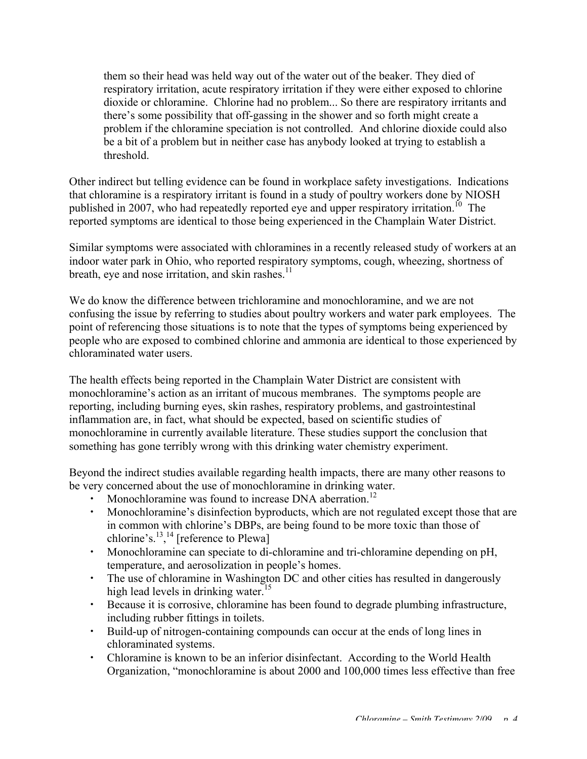them so their head was held way out of the water out of the beaker. They died of respiratory irritation, acute respiratory irritation if they were either exposed to chlorine dioxide or chloramine. Chlorine had no problem... So there are respiratory irritants and there's some possibility that off-gassing in the shower and so forth might create a problem if the chloramine speciation is not controlled. And chlorine dioxide could also be a bit of a problem but in neither case has anybody looked at trying to establish a threshold.

Other indirect but telling evidence can be found in workplace safety investigations. Indications that chloramine is a respiratory irritant is found in a study of poultry workers done by NIOSH published in 2007, who had repeatedly reported eye and upper respiratory irritation.[10] The reported symptoms are identical to those being experienced in the Champlain Water District.

Similar symptoms were associated with chloramines in a recently released study of workers at an indoor water park in Ohio, who reported respiratory symptoms, cough, wheezing, shortness of breath, eye and nose irritation, and skin rashes.[11]

We do know the difference between trichloramine and monochloramine, and we are not confusing the issue by referring to studies about poultry workers and water park employees. The point of referencing those situations is to note that the types of symptoms being experienced by people who are exposed to combined chlorine and ammonia are identical to those experienced by chloraminated water users.

The health effects being reported in the Champlain Water District are consistent with monochloramine's action as an irritant of mucous membranes. The symptoms people are reporting, including burning eyes, skin rashes, respiratory problems, and gastrointestinal inflammation are, in fact, what should be expected, based on scientific studies of monochloramine in currently available literature. These studies support the conclusion that something has gone terribly wrong with this drinking water chemistry experiment.

Beyond the indirect studies available regarding health impacts, there are many other reasons to be very concerned about the use of monochloramine in drinking water.

- Monochloramine was found to increase DNA aberration.[12]
- Monochloramine's disinfection byproducts, which are not regulated except those that are in common with chlorine's DBPs, are being found to be more toxic than those of chlorine's.[13],[14] [reference to Plewa]
- Monochloramine can speciate to di-chloramine and tri-chloramine depending on pH, temperature, and aerosolization in people's homes.
- The use of chloramine in Washington DC and other cities has resulted in dangerously high lead levels in drinking water.[15]
- Because it is corrosive, chloramine has been found to degrade plumbing infrastructure, including rubber fittings in toilets.
- Build-up of nitrogen-containing compounds can occur at the ends of long lines in chloraminated systems.
- Chloramine is known to be an inferior disinfectant. According to the World Health Organization, "monochloramine is about 2000 and 100,000 times less effective than free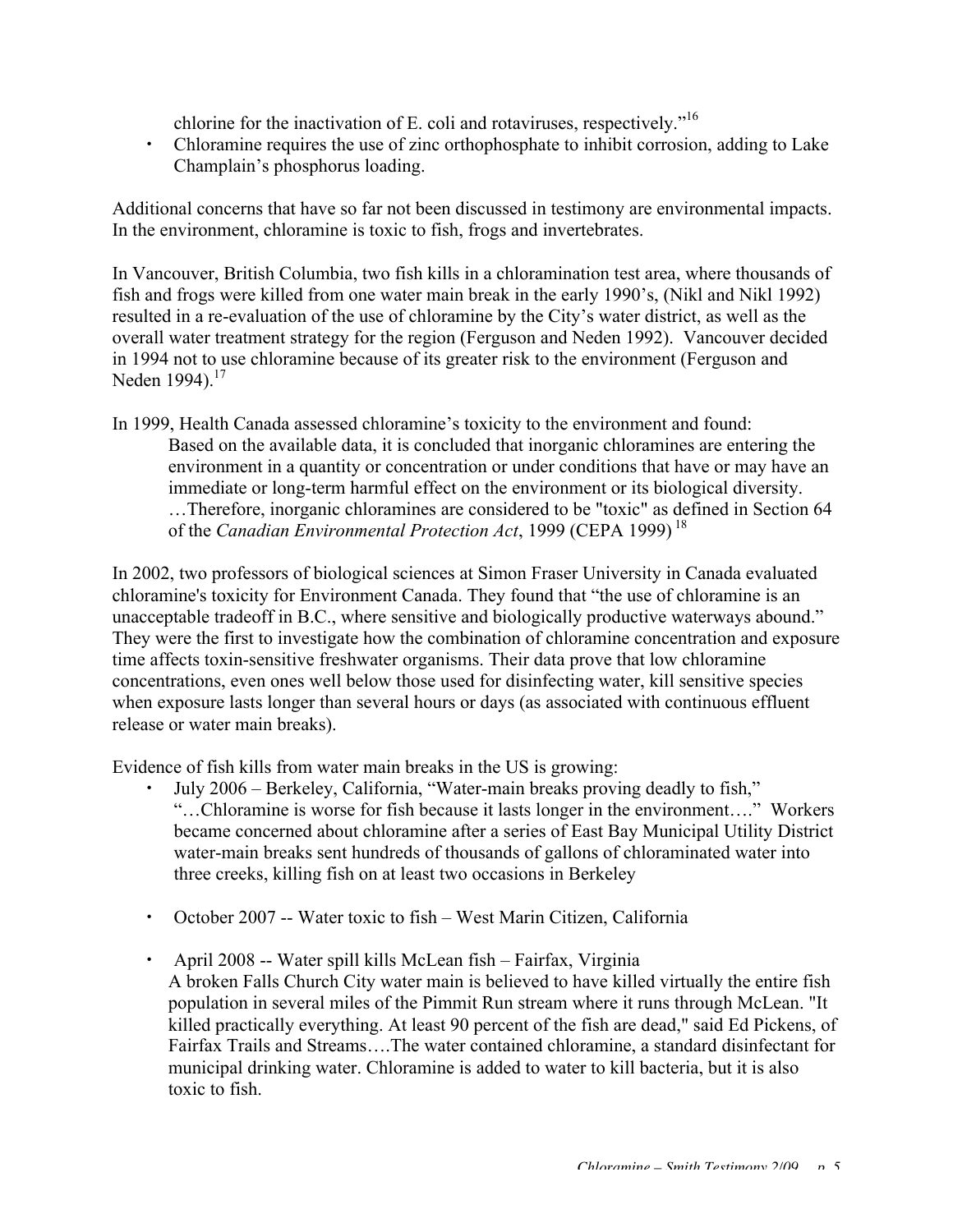chlorine for the inactivation of E. coli and rotaviruses, respectively."[16]

- Chloramine requires the use of zinc orthophosphate to inhibit corrosion, adding to Lake Champlain's phosphorus loading.

Additional concerns that have so far not been discussed in testimony are environmental impacts. In the environment, chloramine is toxic to fish, frogs and invertebrates.

In Vancouver, British Columbia, two fish kills in a chloramination test area, where thousands of fish and frogs were killed from one water main break in the early 1990's, (Nikl and Nikl 1992) resulted in a re-evaluation of the use of chloramine by the City's water district, as well as the overall water treatment strategy for the region (Ferguson and Neden 1992). Vancouver decided in 1994 not to use chloramine because of its greater risk to the environment (Ferguson and Neden 1994).[17]

In 1999, Health Canada assessed chloramine's toxicity to the environment and found:

> Based on the available data, it is concluded that inorganic chloramines are entering the environment in a quantity or concentration or under conditions that have or may have an immediate or long-term harmful effect on the environment or its biological diversity. …Therefore, inorganic chloramines are considered to be "toxic" as defined in Section 64 of the *Canadian Environmental Protection Act*, 1999 (CEPA 1999) [18]

In 2002, two professors of biological sciences at Simon Fraser University in Canada evaluated chloramine's toxicity for Environment Canada. They found that "the use of chloramine is an unacceptable tradeoff in B.C., where sensitive and biologically productive waterways abound." They were the first to investigate how the combination of chloramine concentration and exposure time affects toxin-sensitive freshwater organisms. Their data prove that low chloramine concentrations, even ones well below those used for disinfecting water, kill sensitive species when exposure lasts longer than several hours or days (as associated with continuous effluent release or water main breaks).

Evidence of fish kills from water main breaks in the US is growing:

- July 2006 – Berkeley, California, "Water-main breaks proving deadly to fish," "…Chloramine is worse for fish because it lasts longer in the environment…." Workers became concerned about chloramine after a series of East Bay Municipal Utility District water-main breaks sent hundreds of thousands of gallons of chloraminated water into three creeks, killing fish on at least two occasions in Berkeley

- October 2007 -- Water toxic to fish – West Marin Citizen, California

- April 2008 -- Water spill kills McLean fish – Fairfax, Virginia
  A broken Falls Church City water main is believed to have killed virtually the entire fish population in several miles of the Pimmit Run stream where it runs through McLean. "It killed practically everything. At least 90 percent of the fish are dead," said Ed Pickens, of Fairfax Trails and Streams….The water contained chloramine, a standard disinfectant for municipal drinking water. Chloramine is added to water to kill bacteria, but it is also toxic to fish.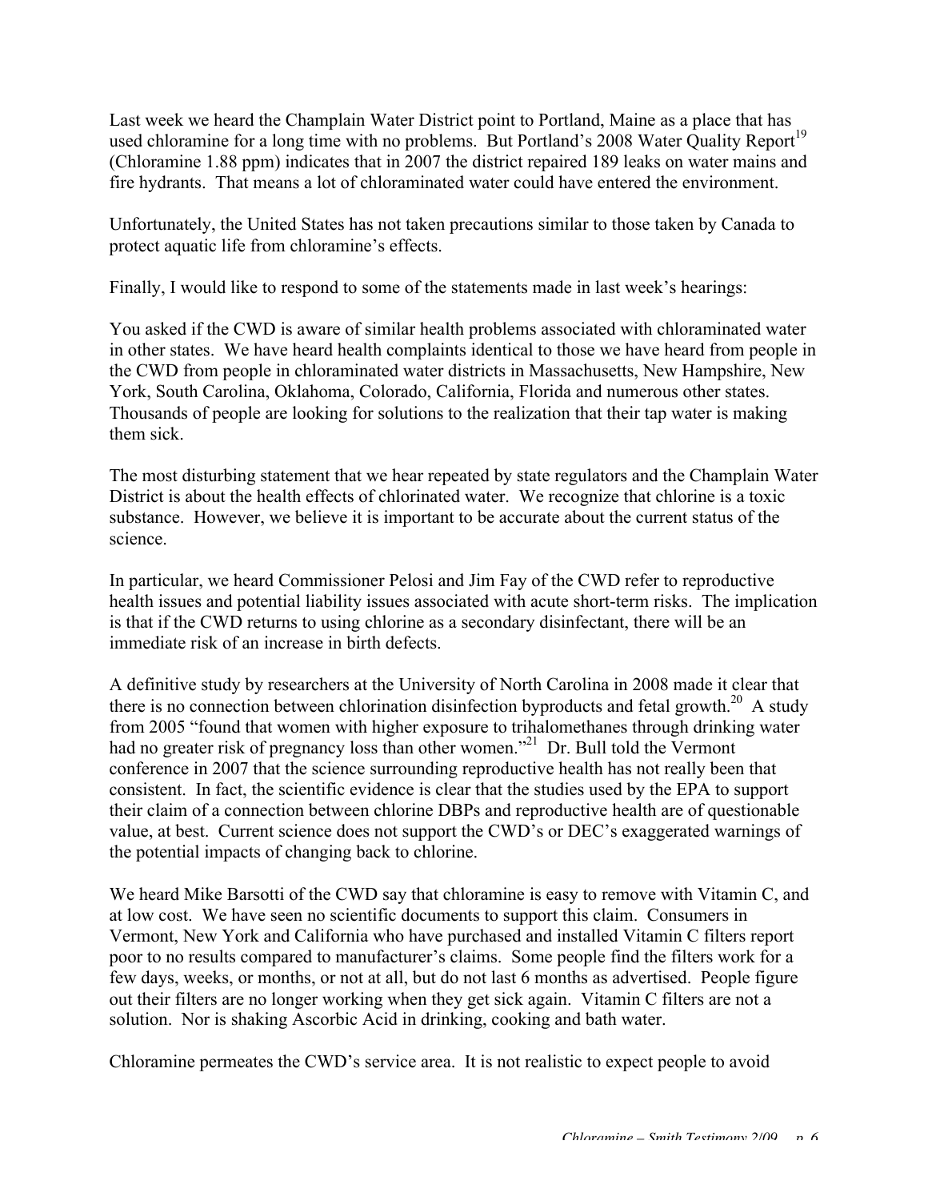Last week we heard the Champlain Water District point to Portland, Maine as a place that has used chloramine for a long time with no problems. But Portland's 2008 Water Quality Report[19] (Chloramine 1.88 ppm) indicates that in 2007 the district repaired 189 leaks on water mains and fire hydrants. That means a lot of chloraminated water could have entered the environment.

Unfortunately, the United States has not taken precautions similar to those taken by Canada to protect aquatic life from chloramine's effects.

Finally, I would like to respond to some of the statements made in last week's hearings:

You asked if the CWD is aware of similar health problems associated with chloraminated water in other states. We have heard health complaints identical to those we have heard from people in the CWD from people in chloraminated water districts in Massachusetts, New Hampshire, New York, South Carolina, Oklahoma, Colorado, California, Florida and numerous other states. Thousands of people are looking for solutions to the realization that their tap water is making them sick.

The most disturbing statement that we hear repeated by state regulators and the Champlain Water District is about the health effects of chlorinated water. We recognize that chlorine is a toxic substance. However, we believe it is important to be accurate about the current status of the science.

In particular, we heard Commissioner Pelosi and Jim Fay of the CWD refer to reproductive health issues and potential liability issues associated with acute short-term risks. The implication is that if the CWD returns to using chlorine as a secondary disinfectant, there will be an immediate risk of an increase in birth defects.

A definitive study by researchers at the University of North Carolina in 2008 made it clear that there is no connection between chlorination disinfection byproducts and fetal growth.[20] A study from 2005 "found that women with higher exposure to trihalomethanes through drinking water had no greater risk of pregnancy loss than other women."[21] Dr. Bull told the Vermont conference in 2007 that the science surrounding reproductive health has not really been that consistent. In fact, the scientific evidence is clear that the studies used by the EPA to support their claim of a connection between chlorine DBPs and reproductive health are of questionable value, at best. Current science does not support the CWD's or DEC's exaggerated warnings of the potential impacts of changing back to chlorine.

We heard Mike Barsotti of the CWD say that chloramine is easy to remove with Vitamin C, and at low cost. We have seen no scientific documents to support this claim. Consumers in Vermont, New York and California who have purchased and installed Vitamin C filters report poor to no results compared to manufacturer's claims. Some people find the filters work for a few days, weeks, or months, or not at all, but do not last 6 months as advertised. People figure out their filters are no longer working when they get sick again. Vitamin C filters are not a solution. Nor is shaking Ascorbic Acid in drinking, cooking and bath water.

Chloramine permeates the CWD's service area. It is not realistic to expect people to avoid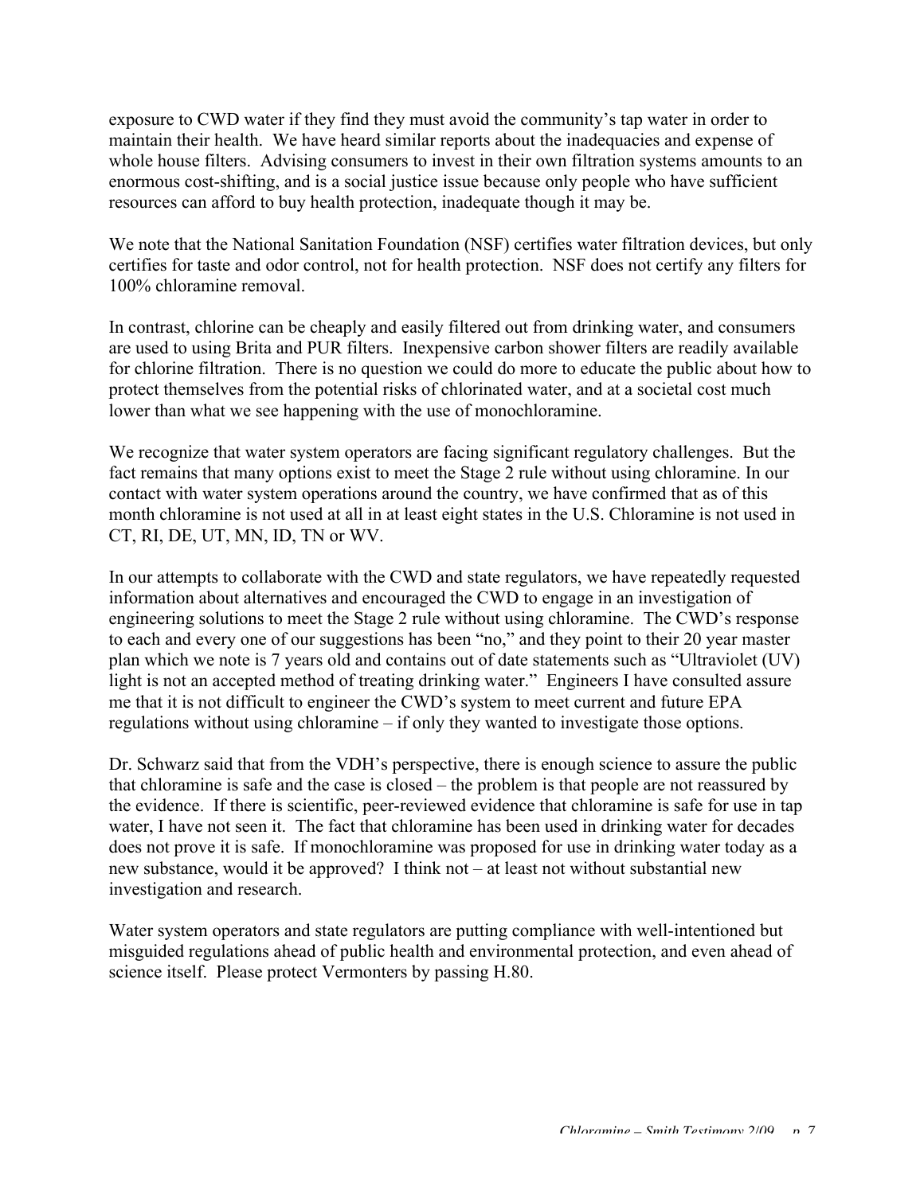exposure to CWD water if they find they must avoid the community's tap water in order to maintain their health. We have heard similar reports about the inadequacies and expense of whole house filters. Advising consumers to invest in their own filtration systems amounts to an enormous cost-shifting, and is a social justice issue because only people who have sufficient resources can afford to buy health protection, inadequate though it may be.

We note that the National Sanitation Foundation (NSF) certifies water filtration devices, but only certifies for taste and odor control, not for health protection. NSF does not certify any filters for 100% chloramine removal.

In contrast, chlorine can be cheaply and easily filtered out from drinking water, and consumers are used to using Brita and PUR filters. Inexpensive carbon shower filters are readily available for chlorine filtration. There is no question we could do more to educate the public about how to protect themselves from the potential risks of chlorinated water, and at a societal cost much lower than what we see happening with the use of monochloramine.

We recognize that water system operators are facing significant regulatory challenges. But the fact remains that many options exist to meet the Stage 2 rule without using chloramine. In our contact with water system operations around the country, we have confirmed that as of this month chloramine is not used at all in at least eight states in the U.S. Chloramine is not used in CT, RI, DE, UT, MN, ID, TN or WV.

In our attempts to collaborate with the CWD and state regulators, we have repeatedly requested information about alternatives and encouraged the CWD to engage in an investigation of engineering solutions to meet the Stage 2 rule without using chloramine. The CWD's response to each and every one of our suggestions has been "no," and they point to their 20 year master plan which we note is 7 years old and contains out of date statements such as "Ultraviolet (UV) light is not an accepted method of treating drinking water." Engineers I have consulted assure me that it is not difficult to engineer the CWD's system to meet current and future EPA regulations without using chloramine – if only they wanted to investigate those options.

Dr. Schwarz said that from the VDH's perspective, there is enough science to assure the public that chloramine is safe and the case is closed – the problem is that people are not reassured by the evidence. If there is scientific, peer-reviewed evidence that chloramine is safe for use in tap water, I have not seen it. The fact that chloramine has been used in drinking water for decades does not prove it is safe. If monochloramine was proposed for use in drinking water today as a new substance, would it be approved? I think not – at least not without substantial new investigation and research.

Water system operators and state regulators are putting compliance with well-intentioned but misguided regulations ahead of public health and environmental protection, and even ahead of science itself. Please protect Vermonters by passing H.80.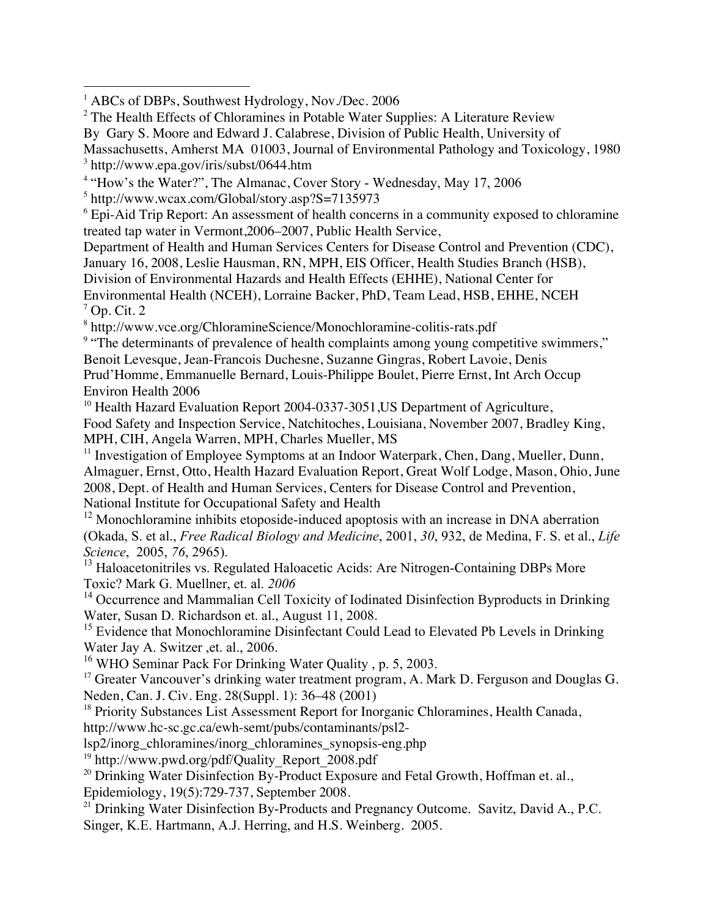[1] ABCs of DBPs, Southwest Hydrology, Nov./Dec. 2006

[2] The Health Effects of Chloramines in Potable Water Supplies: A Literature Review By Gary S. Moore and Edward J. Calabrese, Division of Public Health, University of Massachusetts, Amherst MA 01003, Journal of Environmental Pathology and Toxicology, 1980

[3] http://www.epa.gov/iris/subst/0644.htm

[4] "How's the Water?", The Almanac, Cover Story - Wednesday, May 17, 2006

[5] http://www.wcax.com/Global/story.asp?S=7135973

[6] Epi-Aid Trip Report: An assessment of health concerns in a community exposed to chloramine treated tap water in Vermont,2006–2007, Public Health Service, Department of Health and Human Services Centers for Disease Control and Prevention (CDC), January 16, 2008, Leslie Hausman, RN, MPH, EIS Officer, Health Studies Branch (HSB), Division of Environmental Hazards and Health Effects (EHHE), National Center for Environmental Health (NCEH), Lorraine Backer, PhD, Team Lead, HSB, EHHE, NCEH

[7] Op. Cit. 2

[8] http://www.vce.org/ChloramineScience/Monochloramine-colitis-rats.pdf

[9] "The determinants of prevalence of health complaints among young competitive swimmers," Benoit Levesque, Jean-Francois Duchesne, Suzanne Gingras, Robert Lavoie, Denis Prud'Homme, Emmanuelle Bernard, Louis-Philippe Boulet, Pierre Ernst, Int Arch Occup Environ Health 2006

[10] Health Hazard Evaluation Report 2004-0337-3051,US Department of Agriculture, Food Safety and Inspection Service, Natchitoches, Louisiana, November 2007, Bradley King, MPH, CIH, Angela Warren, MPH, Charles Mueller, MS

[11] Investigation of Employee Symptoms at an Indoor Waterpark, Chen, Dang, Mueller, Dunn, Almaguer, Ernst, Otto, Health Hazard Evaluation Report, Great Wolf Lodge, Mason, Ohio, June 2008, Dept. of Health and Human Services, Centers for Disease Control and Prevention, National Institute for Occupational Safety and Health

[12] Monochloramine inhibits etoposide-induced apoptosis with an increase in DNA aberration (Okada, S. et al., *Free Radical Biology and Medicine*, 2001, *30*, 932, de Medina, F. S. et al., *Life Science*, 2005, *76*, 2965).

[13] Haloacetonitriles vs. Regulated Haloacetic Acids: Are Nitrogen-Containing DBPs More Toxic? Mark G. Muellner, et. al. *2006*

[14] Occurrence and Mammalian Cell Toxicity of Iodinated Disinfection Byproducts in Drinking Water, Susan D. Richardson et. al., August 11, 2008.

[15] Evidence that Monochloramine Disinfectant Could Lead to Elevated Pb Levels in Drinking Water Jay A. Switzer ,et. al., 2006.

[16] WHO Seminar Pack For Drinking Water Quality , p. 5, 2003.

[17] Greater Vancouver's drinking water treatment program, A. Mark D. Ferguson and Douglas G. Neden, Can. J. Civ. Eng. 28(Suppl. 1): 36–48 (2001)

[18] Priority Substances List Assessment Report for Inorganic Chloramines, Health Canada, http://www.hc-sc.gc.ca/ewh-semt/pubs/contaminants/psl2-lsp2/inorg_chloramines/inorg_chloramines_synopsis-eng.php

[19] http://www.pwd.org/pdf/Quality_Report_2008.pdf

[20] Drinking Water Disinfection By-Product Exposure and Fetal Growth, Hoffman et. al., Epidemiology, 19(5):729-737, September 2008.

[21] Drinking Water Disinfection By-Products and Pregnancy Outcome. Savitz, David A., P.C. Singer, K.E. Hartmann, A.J. Herring, and H.S. Weinberg. 2005.